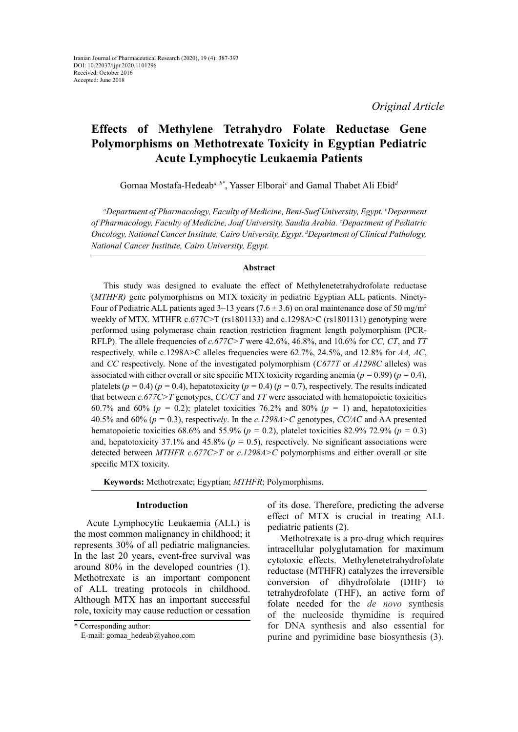Iranian Journal of Pharmaceutical Research (2020), 19 (4): 387-393
DOI: 10.22037/ijpr.2020.1101296
Received: October 2016
Accepted: June 2018

*Original Article*

# Effects of Methylene Tetrahydro Folate Reductase Gene Polymorphisms on Methotrexate Toxicity in Egyptian Pediatric Acute Lymphocytic Leukaemia Patients

Gomaa Mostafa-Hedeab[a, b*], Yasser Elborai[c] and Gamal Thabet Ali Ebid[d]

*[a]Department of Pharmacology, Faculty of Medicine, Beni-Suef University, Egypt. [b]Deparment of Pharmacology, Faculty of Medicine, Jouf University, Saudia Arabia. [c]Department of Pediatric Oncology, National Cancer Institute, Cairo University, Egypt. [d]Department of Clinical Pathology, National Cancer Institute, Cairo University, Egypt.*

### Abstract

This study was designed to evaluate the effect of Methylenetetrahydrofolate reductase (*MTHFR)* gene polymorphisms on MTX toxicity in pediatric Egyptian ALL patients. Ninety-Four of Pediatric ALL patients aged 3–13 years (7.6 ± 3.6) on oral maintenance dose of 50 mg/m$^2$ weekly of MTX. MTHFR c.677C>T (rs1801133) and c.1298A>C (rs1801131) genotyping were performed using polymerase chain reaction restriction fragment length polymorphism (PCR-RFLP). The allele frequencies of *c.677C>T* were 42.6%, 46.8%, and 10.6% for *CC, CT*, and *TT* respectively*,* while c.1298A>C alleles frequencies were 62.7%, 24.5%, and 12.8% for *AA, AC*, and *CC* respectively. None of the investigated polymorphism (*C677T* or *A1298C* alleles) was associated with either overall or site specific MTX toxicity regarding anemia ($p$ = 0.99) ($p$ = 0.4), platelets ($p$ = 0.4) ($p$ = 0.4), hepatotoxicity ($p$ = 0.4) ($p$ = 0.7), respectively. The results indicated that between *c.677C>T* genotypes, *CC/CT* and *TT* were associated with hematopoietic toxicities 60.7% and 60% ($p$ = 0.2); platelet toxicities 76.2% and 80% ($p$ = 1) and, hepatotoxicities 40.5% and 60% ($p$ = 0.3), respectiv*ely*. In the *c.1298A>C* genotypes, *CC/AC* and AA presented hematopoietic toxicities 68.6% and 55.9% ($p$ = 0.2), platelet toxicities 82.9% 72.9% ($p$ = 0.3) and, hepatotoxicity 37.1% and 45.8% ($p$ = 0.5), respectively. No significant associations were detected between *MTHFR c.677C>T* or *c.1298A>C* polymorphisms and either overall or site specific MTX toxicity.

**Keywords:** Methotrexate; Egyptian; *MTHFR*; Polymorphisms.

## Introduction

Acute Lymphocytic Leukaemia (ALL) is the most common malignancy in childhood; it represents 30% of all pediatric malignancies. In the last 20 years, event-free survival was around 80% in the developed countries (1). Methotrexate is an important component of ALL treating protocols in childhood. Although MTX has an important successful role, toxicity may cause reduction or cessation of its dose. Therefore, predicting the adverse effect of MTX is crucial in treating ALL pediatric patients (2).

Methotrexate is a pro-drug which requires intracellular polyglutamation for maximum cytotoxic effects. Methylenetetrahydrofolate reductase (MTHFR) catalyzes the irreversible conversion of dihydrofolate (DHF) to tetrahydrofolate (THF), an active form of folate needed for the *de novo* synthesis of the nucleoside thymidine is required for DNA synthesis and also essential for purine and pyrimidine base biosynthesis (3).

\* Corresponding author:
E-mail: gomaa_hedeab@yahoo.com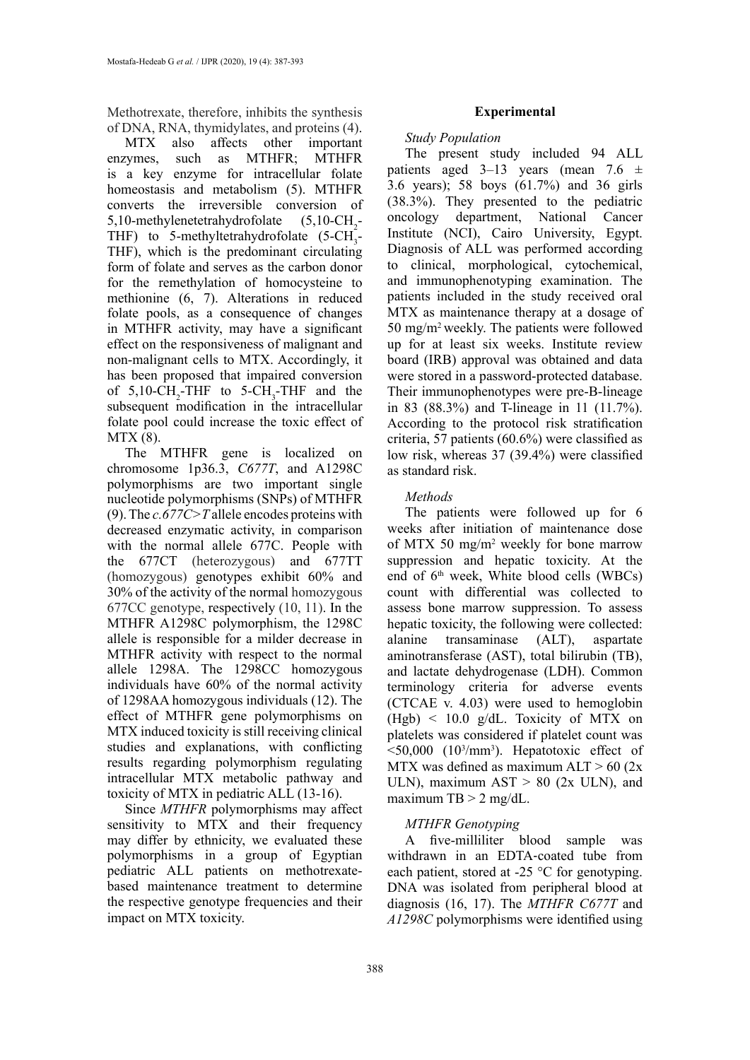Methotrexate, therefore, inhibits the synthesis of DNA, RNA, thymidylates, and proteins (4).

MTX also affects other important enzymes, such as MTHFR; MTHFR is a key enzyme for intracellular folate homeostasis and metabolism (5). MTHFR converts the irreversible conversion of 5,10-methylenetetrahydrofolate (5,10-$CH_2$-THF) to 5-methyltetrahydrofolate (5-$CH_3$-THF), which is the predominant circulating form of folate and serves as the carbon donor for the remethylation of homocysteine to methionine (6, 7). Alterations in reduced folate pools, as a consequence of changes in MTHFR activity, may have a significant effect on the responsiveness of malignant and non-malignant cells to MTX. Accordingly, it has been proposed that impaired conversion of 5,10-$CH_2$-THF to 5-$CH_3$-THF and the subsequent modification in the intracellular folate pool could increase the toxic effect of MTX (8).

The MTHFR gene is localized on chromosome 1p36.3, *C677T*, and A1298C polymorphisms are two important single nucleotide polymorphisms (SNPs) of MTHFR (9). The *c.677C>T* allele encodes proteins with decreased enzymatic activity, in comparison with the normal allele 677C. People with the 677CT (heterozygous) and 677TT (homozygous) genotypes exhibit 60% and 30% of the activity of the normal homozygous 677CC genotype, respectively (10, 11). In the MTHFR A1298C polymorphism, the 1298C allele is responsible for a milder decrease in MTHFR activity with respect to the normal allele 1298A. The 1298CC homozygous individuals have 60% of the normal activity of 1298AA homozygous individuals (12). The effect of MTHFR gene polymorphisms on MTX induced toxicity is still receiving clinical studies and explanations, with conflicting results regarding polymorphism regulating intracellular MTX metabolic pathway and toxicity of MTX in pediatric ALL (13-16).

Since *MTHFR* polymorphisms may affect sensitivity to MTX and their frequency may differ by ethnicity, we evaluated these polymorphisms in a group of Egyptian pediatric ALL patients on methotrexate-based maintenance treatment to determine the respective genotype frequencies and their impact on MTX toxicity.

## Experimental

*Study Population*

The present study included 94 ALL patients aged 3–13 years (mean 7.6 ± 3.6 years); 58 boys (61.7%) and 36 girls (38.3%). They presented to the pediatric oncology department, National Cancer Institute (NCI), Cairo University, Egypt. Diagnosis of ALL was performed according to clinical, morphological, cytochemical, and immunophenotyping examination. The patients included in the study received oral MTX as maintenance therapy at a dosage of 50 mg/$m^2$ weekly. The patients were followed up for at least six weeks. Institute review board (IRB) approval was obtained and data were stored in a password-protected database. Their immunophenotypes were pre-B-lineage in 83 (88.3%) and T-lineage in 11 (11.7%). According to the protocol risk stratification criteria, 57 patients (60.6%) were classified as low risk, whereas 37 (39.4%) were classified as standard risk.

*Methods*

The patients were followed up for 6 weeks after initiation of maintenance dose of MTX 50 mg/$m^2$ weekly for bone marrow suppression and hepatic toxicity. At the end of $6^{th}$ week, White blood cells (WBCs) count with differential was collected to assess bone marrow suppression. To assess hepatic toxicity, the following were collected: alanine transaminase (ALT), aspartate aminotransferase (AST), total bilirubin (TB), and lactate dehydrogenase (LDH). Common terminology criteria for adverse events (CTCAE v. 4.03) were used to hemoglobin (Hgb) < 10.0 g/dL. Toxicity of MTX on platelets was considered if platelet count was <50,000 ($10^3$/$mm^3$). Hepatotoxic effect of MTX was defined as maximum ALT > 60 (2x ULN), maximum AST > 80 (2x ULN), and maximum TB > 2 mg/dL.

*MTHFR Genotyping*

A five-milliliter blood sample was withdrawn in an EDTA-coated tube from each patient, stored at -25 °C for genotyping. DNA was isolated from peripheral blood at diagnosis (16, 17). The *MTHFR C677T* and *A1298C* polymorphisms were identified using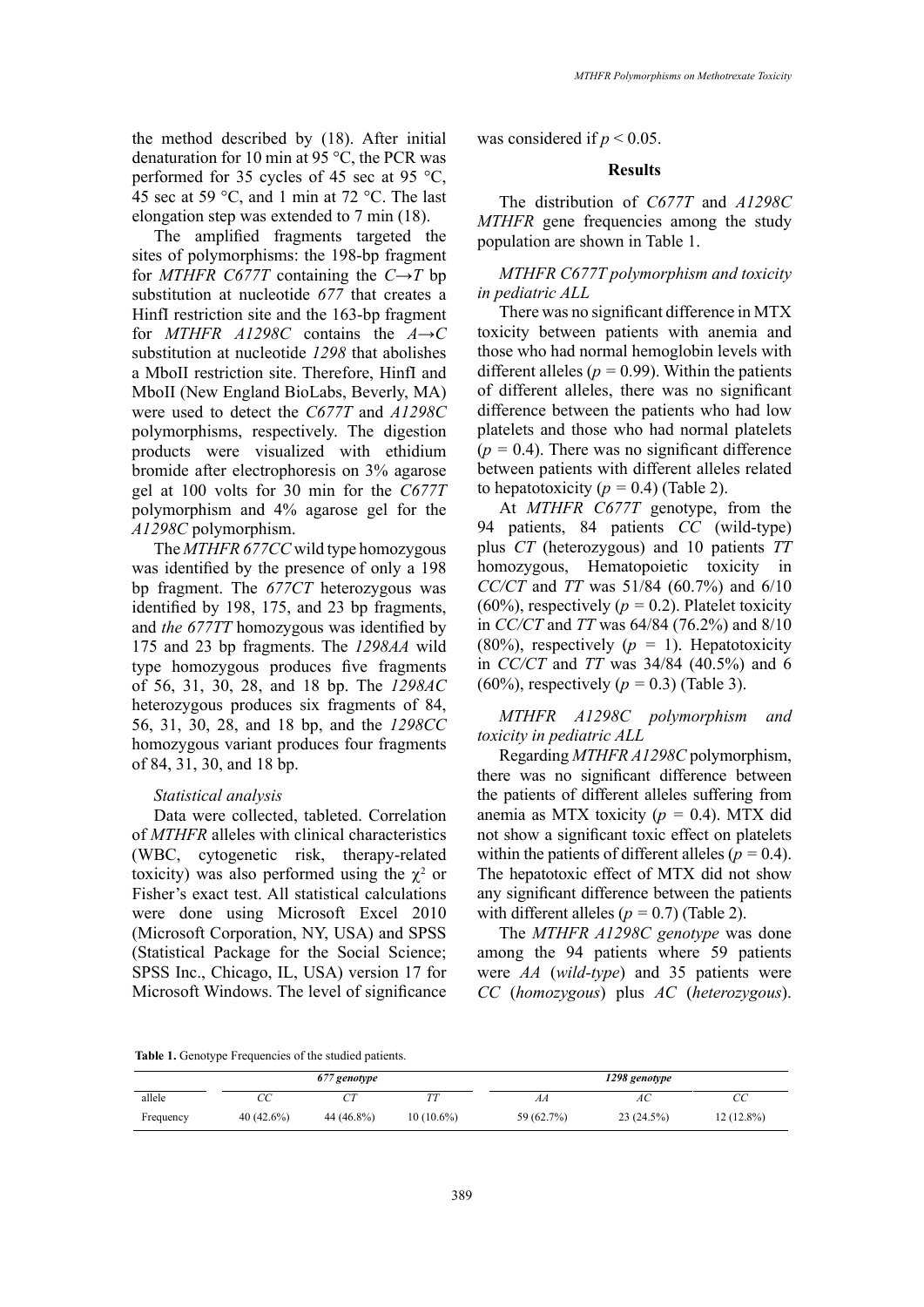the method described by (18). After initial denaturation for 10 min at 95 °C, the PCR was performed for 35 cycles of 45 sec at 95 °C, 45 sec at 59 °C, and 1 min at 72 °C. The last elongation step was extended to 7 min (18).

The amplified fragments targeted the sites of polymorphisms: the 198-bp fragment for *MTHFR C677T* containing the *C→T* bp substitution at nucleotide *677* that creates a HinfI restriction site and the 163-bp fragment for *MTHFR A1298C* contains the *A→C* substitution at nucleotide *1298* that abolishes a MboII restriction site. Therefore, HinfI and MboII (New England BioLabs, Beverly, MA) were used to detect the *C677T* and *A1298C* polymorphisms, respectively. The digestion products were visualized with ethidium bromide after electrophoresis on 3% agarose gel at 100 volts for 30 min for the *C677T* polymorphism and 4% agarose gel for the *A1298C* polymorphism.

The *MTHFR 677CC* wild type homozygous was identified by the presence of only a 198 bp fragment. The *677CT* heterozygous was identified by 198, 175, and 23 bp fragments, and *the 677TT* homozygous was identified by 175 and 23 bp fragments. The *1298AA* wild type homozygous produces five fragments of 56, 31, 30, 28, and 18 bp. The *1298AC* heterozygous produces six fragments of 84, 56, 31, 30, 28, and 18 bp, and the *1298CC* homozygous variant produces four fragments of 84, 31, 30, and 18 bp.

### *Statistical analysis*

Data were collected, tableted. Correlation of *MTHFR* alleles with clinical characteristics (WBC, cytogenetic risk, therapy-related toxicity) was also performed using the $\chi^2$ or Fisher's exact test. All statistical calculations were done using Microsoft Excel 2010 (Microsoft Corporation, NY, USA) and SPSS (Statistical Package for the Social Science; SPSS Inc., Chicago, IL, USA) version 17 for Microsoft Windows. The level of significance was considered if $p < 0.05$.

## Results

The distribution of *C677T* and *A1298C MTHFR* gene frequencies among the study population are shown in Table 1.

### *MTHFR C677T polymorphism and toxicity in pediatric ALL*

There was no significant difference in MTX toxicity between patients with anemia and those who had normal hemoglobin levels with different alleles ($p = 0.99$). Within the patients of different alleles, there was no significant difference between the patients who had low platelets and those who had normal platelets ($p = 0.4$). There was no significant difference between patients with different alleles related to hepatotoxicity ($p = 0.4$) (Table 2).

At *MTHFR C677T* genotype, from the 94 patients, 84 patients *CC* (wild-type) plus *CT* (heterozygous) and 10 patients *TT* homozygous, Hematopoietic toxicity in *CC/CT* and *TT* was 51/84 (60.7%) and 6/10 (60%), respectively ($p = 0.2$). Platelet toxicity in *CC/CT* and *TT* was 64/84 (76.2%) and 8/10 (80%), respectively ($p = 1$). Hepatotoxicity in *CC/CT* and *TT* was 34/84 (40.5%) and 6 (60%), respectively ($p = 0.3$) (Table 3).

### *MTHFR A1298C polymorphism and toxicity in pediatric ALL*

Regarding *MTHFR A1298C* polymorphism, there was no significant difference between the patients of different alleles suffering from anemia as MTX toxicity ($p = 0.4$). MTX did not show a significant toxic effect on platelets within the patients of different alleles ($p = 0.4$). The hepatotoxic effect of MTX did not show any significant difference between the patients with different alleles ($p = 0.7$) (Table 2).

The *MTHFR A1298C genotype* was done among the 94 patients where 59 patients were *AA* (*wild-type*) and 35 patients were *CC* (*homozygous*) plus *AC* (*heterozygous*).

**Table 1.** Genotype Frequencies of the studied patients.

| | *677 genotype* | | | *1298 genotype* | | |
|---|---|---|---|---|---|---|
| allele | *CC* | *CT* | *TT* | *AA* | *AC* | *CC* |
| Frequency | 40 (42.6%) | 44 (46.8%) | 10 (10.6%) | 59 (62.7%) | 23 (24.5%) | 12 (12.8%) |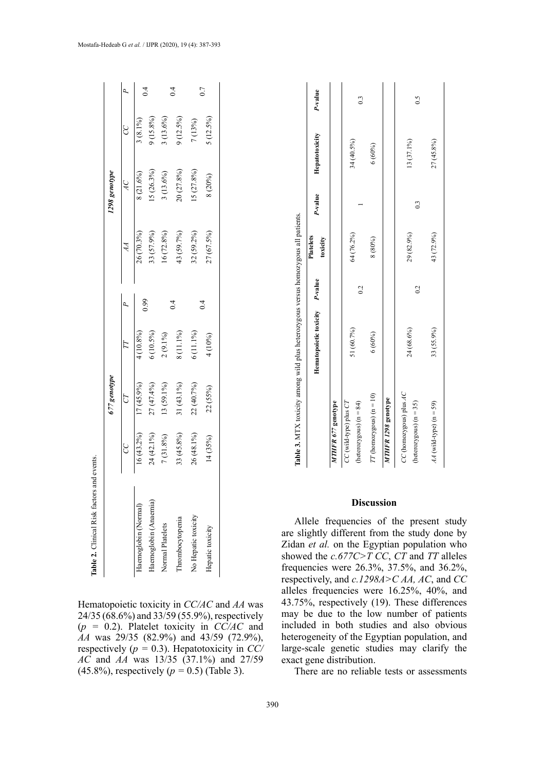**Table 2.** Clinical Risk factors and events.

| | 677 genotype | | | | 1298 genotype | | | |
|---|---|---|---|---|---|---|---|---|
| | CC | CT | TT | P | AA | AC | CC | P |
| Haemoglobin (Normal) | 16 (43.2%) | 17 (45.9%) | 4 (10.8%) | 0.99 | 26 (70.3%) | 8 (21.6%) | 3 (8.1%) | 0.4 |
| Haemoglobin (Anaemia) | 24 (42.1%) | 27 (47.4%) | 6 (10.5%) | | 33 (57.9%) | 15 (26.3%) | 9 (15.8%) | |
| Normal Platelets | 7 (31.8%) | 13 (59.1%) | 2 (9.1%) | 0.4 | 16 (72.8%) | 3 (13.6%) | 3 (13.6%) | 0.4 |
| Thrombocytopenia | 33 (45.8%) | 31 (43.1%) | 8 (11.1%) | | 43 (59.7%) | 20 (27.8%) | 9 (12.5%) | |
| No Hepatic toxicity | 26 (48.1%) | 22 (40.7%) | 6 (11.1%) | 0.4 | 32 (59.2%) | 15 (27.8%) | 7 (13%) | 0.7 |
| Hepatic toxicity | 14 (35%) | 22 (55%) | 4 (10%) | | 27 (67.5%) | 8 (20%) | 5 (12.5%) | |

Hematopoietic toxicity in *CC/AC* and *AA* was 24/35 (68.6%) and 33/59 (55.9%), respectively ($p = 0.2$). Platelet toxicity in *CC/AC* and *AA* was 29/35 (82.9%) and 43/59 (72.9%), respectively ($p = 0.3$). Hepatotoxicity in *CC/AC* and *AA* was 13/35 (37.1%) and 27/59 (45.8%), respectively ($p = 0.5$) (Table 3).

**Table 3.** MTX toxicity among wild plus heterozygous versus homozygous all patients.

| | Hematopoietic toxicity | P-value | Platelets toxicity | P-value | Hepatotoxicity | P-value |
|---|---|---|---|---|---|---|
| ***MTHFR 677* genotype** | | | | | | |
| *CC* (wild-type) plus *CT* (heterozygous) (n = 84) | 51 (60.7%) | 0.2 | 64 (76.2%) | 1 | 34 (40.5%) | 0.3 |
| *TT* (homozygous) (n = 10) | 6 (60%) | | 8 (80%) | | 6 (60%) | |
| ***MTHFR 1298* genotype** | | | | | | |
| *CC* (homozygous) plus *AC* (heterozygous) (n = 35) | 24 (68.6%) | 0.2 | 29 (82.9%) | 0.3 | 13 (37.1%) | 0.5 |
| *AA* (wild-type) (n = 59) | 33 (55.9%) | | 43 (72.9%) | | 27 (45.8%) | |

## Discussion

Allele frequencies of the present study are slightly different from the study done by Zidan *et al.* on the Egyptian population who showed the *c.677C>T CC*, *CT* and *TT* alleles frequencies were 26.3%, 37.5%, and 36.2%, respectively, and *c.1298A>C AA, AC*, and *CC* alleles frequencies were 16.25%, 40%, and 43.75%, respectively (19). These differences may be due to the low number of patients included in both studies and also obvious heterogeneity of the Egyptian population, and large-scale genetic studies may clarify the exact gene distribution.

There are no reliable tests or assessments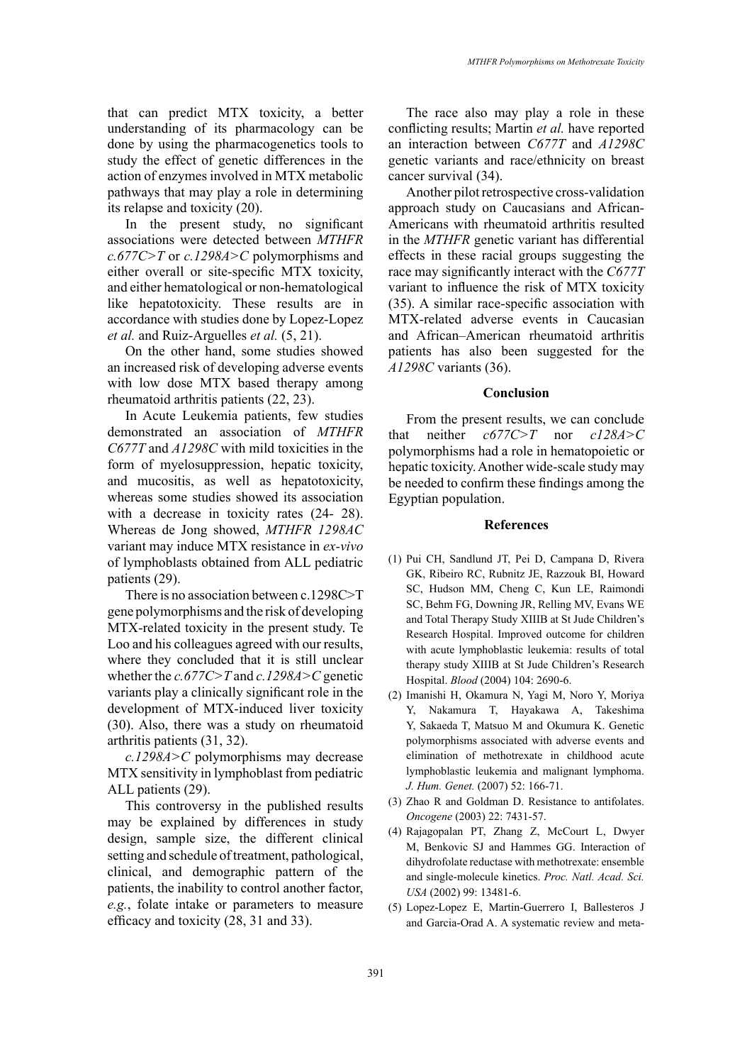that can predict MTX toxicity, a better understanding of its pharmacology can be done by using the pharmacogenetics tools to study the effect of genetic differences in the action of enzymes involved in MTX metabolic pathways that may play a role in determining its relapse and toxicity (20).

In the present study, no significant associations were detected between *MTHFR c.677C>T* or *c.1298A>C* polymorphisms and either overall or site-specific MTX toxicity, and either hematological or non-hematological like hepatotoxicity. These results are in accordance with studies done by Lopez-Lopez *et al.* and Ruiz-Arguelles *et al.* (5, 21).

On the other hand, some studies showed an increased risk of developing adverse events with low dose MTX based therapy among rheumatoid arthritis patients (22, 23).

In Acute Leukemia patients, few studies demonstrated an association of *MTHFR C677T* and *A1298C* with mild toxicities in the form of myelosuppression, hepatic toxicity, and mucositis, as well as hepatotoxicity, whereas some studies showed its association with a decrease in toxicity rates (24- 28). Whereas de Jong showed, *MTHFR 1298AC* variant may induce MTX resistance in *ex-vivo* of lymphoblasts obtained from ALL pediatric patients (29).

There is no association between c.1298C>T gene polymorphisms and the risk of developing MTX-related toxicity in the present study. Te Loo and his colleagues agreed with our results, where they concluded that it is still unclear whether the *c.677C>T* and *c.1298A>C* genetic variants play a clinically significant role in the development of MTX-induced liver toxicity (30). Also, there was a study on rheumatoid arthritis patients (31, 32).

*c.1298A>C* polymorphisms may decrease MTX sensitivity in lymphoblast from pediatric ALL patients (29).

This controversy in the published results may be explained by differences in study design, sample size, the different clinical setting and schedule of treatment, pathological, clinical, and demographic pattern of the patients, the inability to control another factor, *e.g.*, folate intake or parameters to measure efficacy and toxicity (28, 31 and 33).

The race also may play a role in these conflicting results; Martin *et al.* have reported an interaction between *C677T* and *A1298C* genetic variants and race/ethnicity on breast cancer survival (34).

Another pilot retrospective cross-validation approach study on Caucasians and African-Americans with rheumatoid arthritis resulted in the *MTHFR* genetic variant has differential effects in these racial groups suggesting the race may significantly interact with the *C677T* variant to influence the risk of MTX toxicity (35). A similar race-specific association with MTX-related adverse events in Caucasian and African–American rheumatoid arthritis patients has also been suggested for the *A1298C* variants (36).

## Conclusion

From the present results, we can conclude that neither *c677C>T* nor *c128A>C* polymorphisms had a role in hematopoietic or hepatic toxicity. Another wide-scale study may be needed to confirm these findings among the Egyptian population.

## References

(1) Pui CH, Sandlund JT, Pei D, Campana D, Rivera GK, Ribeiro RC, Rubnitz JE, Razzouk BI, Howard SC, Hudson MM, Cheng C, Kun LE, Raimondi SC, Behm FG, Downing JR, Relling MV, Evans WE and Total Therapy Study XIIIB at St Jude Children's Research Hospital. Improved outcome for children with acute lymphoblastic leukemia: results of total therapy study XIIIB at St Jude Children's Research Hospital. *Blood* (2004) 104: 2690-6.

(2) Imanishi H, Okamura N, Yagi M, Noro Y, Moriya Y, Nakamura T, Hayakawa A, Takeshima Y, Sakaeda T, Matsuo M and Okumura K. Genetic polymorphisms associated with adverse events and elimination of methotrexate in childhood acute lymphoblastic leukemia and malignant lymphoma. *J. Hum. Genet.* (2007) 52: 166-71.

(3) Zhao R and Goldman D. Resistance to antifolates. *Oncogene* (2003) 22: 7431-57.

(4) Rajagopalan PT, Zhang Z, McCourt L, Dwyer M, Benkovic SJ and Hammes GG. Interaction of dihydrofolate reductase with methotrexate: ensemble and single-molecule kinetics. *Proc. Natl. Acad. Sci. USA* (2002) 99: 13481-6.

(5) Lopez-Lopez E, Martin-Guerrero I, Ballesteros J and Garcia-Orad A. A systematic review and meta-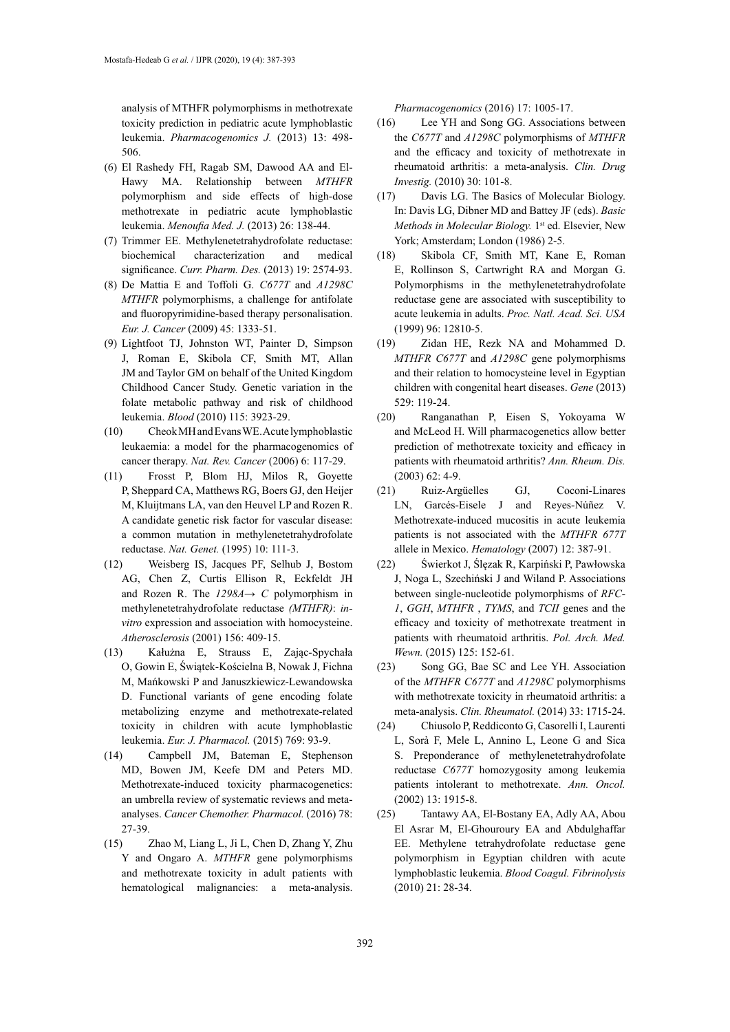analysis of MTHFR polymorphisms in methotrexate toxicity prediction in pediatric acute lymphoblastic leukemia. *Pharmacogenomics J.* (2013) 13: 498-506.

(6) El Rashedy FH, Ragab SM, Dawood AA and El-Hawy MA. Relationship between *MTHFR* polymorphism and side effects of high-dose methotrexate in pediatric acute lymphoblastic leukemia. *Menoufia Med. J.* (2013) 26: 138-44.

(7) Trimmer EE. Methylenetetrahydrofolate reductase: biochemical characterization and medical significance. *Curr. Pharm. Des.* (2013) 19: 2574-93.

(8) De Mattia E and Toffoli G. *C677T* and *A1298C MTHFR* polymorphisms, a challenge for antifolate and fluoropyrimidine-based therapy personalisation. *Eur. J. Cancer* (2009) 45: 1333-51.

(9) Lightfoot TJ, Johnston WT, Painter D, Simpson J, Roman E, Skibola CF, Smith MT, Allan JM and Taylor GM on behalf of the United Kingdom Childhood Cancer Study. Genetic variation in the folate metabolic pathway and risk of childhood leukemia. *Blood* (2010) 115: 3923-29.

(10) Cheok MH and Evans WE. Acute lymphoblastic leukaemia: a model for the pharmacogenomics of cancer therapy. *Nat. Rev. Cancer* (2006) 6: 117-29.

(11) Frosst P, Blom HJ, Milos R, Goyette P, Sheppard CA, Matthews RG, Boers GJ, den Heijer M, Kluijtmans LA, van den Heuvel LP and Rozen R. A candidate genetic risk factor for vascular disease: a common mutation in methylenetetrahydrofolate reductase. *Nat. Genet.* (1995) 10: 111-3.

(12) Weisberg IS, Jacques PF, Selhub J, Bostom AG, Chen Z, Curtis Ellison R, Eckfeldt JH and Rozen R. The *1298A→ C* polymorphism in methylenetetrahydrofolate reductase *(MTHFR)*: *in-vitro* expression and association with homocysteine. *Atherosclerosis* (2001) 156: 409-15.

(13) Kałużna E, Strauss E, Zając-Spychała O, Gowin E, Świątek-Kościelna B, Nowak J, Fichna M, Mańkowski P and Januszkiewicz-Lewandowska D. Functional variants of gene encoding folate metabolizing enzyme and methotrexate-related toxicity in children with acute lymphoblastic leukemia. *Eur. J. Pharmacol.* (2015) 769: 93-9.

(14) Campbell JM, Bateman E, Stephenson MD, Bowen JM, Keefe DM and Peters MD. Methotrexate-induced toxicity pharmacogenetics: an umbrella review of systematic reviews and meta-analyses. *Cancer Chemother. Pharmacol.* (2016) 78: 27-39.

(15) Zhao M, Liang L, Ji L, Chen D, Zhang Y, Zhu Y and Ongaro A. *MTHFR* gene polymorphisms and methotrexate toxicity in adult patients with hematological malignancies: a meta-analysis. *Pharmacogenomics* (2016) 17: 1005-17.

(16) Lee YH and Song GG. Associations between the *C677T* and *A1298C* polymorphisms of *MTHFR* and the efficacy and toxicity of methotrexate in rheumatoid arthritis: a meta-analysis. *Clin. Drug Investig.* (2010) 30: 101-8.

(17) Davis LG. The Basics of Molecular Biology. In: Davis LG, Dibner MD and Battey JF (eds). *Basic Methods in Molecular Biology.* 1st ed. Elsevier, New York; Amsterdam; London (1986) 2-5.

(18) Skibola CF, Smith MT, Kane E, Roman E, Rollinson S, Cartwright RA and Morgan G. Polymorphisms in the methylenetetrahydrofolate reductase gene are associated with susceptibility to acute leukemia in adults. *Proc. Natl. Acad. Sci. USA* (1999) 96: 12810-5.

(19) Zidan HE, Rezk NA and Mohammed D. *MTHFR C677T* and *A1298C* gene polymorphisms and their relation to homocysteine level in Egyptian children with congenital heart diseases. *Gene* (2013) 529: 119-24.

(20) Ranganathan P, Eisen S, Yokoyama W and McLeod H. Will pharmacogenetics allow better prediction of methotrexate toxicity and efficacy in patients with rheumatoid arthritis? *Ann. Rheum. Dis.* (2003) 62: 4-9.

(21) Ruiz-Argüelles GJ, Coconi-Linares LN, Garcés-Eisele J and Reyes-Núñez V. Methotrexate-induced mucositis in acute leukemia patients is not associated with the *MTHFR 677T* allele in Mexico. *Hematology* (2007) 12: 387-91.

(22) Świerkot J, Ślęzak R, Karpiński P, Pawłowska J, Noga L, Szechiński J and Wiland P. Associations between single-nucleotide polymorphisms of *RFC-1*, *GGH*, *MTHFR* , *TYMS*, and *TCII* genes and the efficacy and toxicity of methotrexate treatment in patients with rheumatoid arthritis. *Pol. Arch. Med. Wewn.* (2015) 125: 152-61.

(23) Song GG, Bae SC and Lee YH. Association of the *MTHFR C677T* and *A1298C* polymorphisms with methotrexate toxicity in rheumatoid arthritis: a meta-analysis. *Clin. Rheumatol.* (2014) 33: 1715-24.

(24) Chiusolo P, Reddiconto G, Casorelli I, Laurenti L, Sorà F, Mele L, Annino L, Leone G and Sica S. Preponderance of methylenetetrahydrofolate reductase *C677T* homozygosity among leukemia patients intolerant to methotrexate. *Ann. Oncol.* (2002) 13: 1915-8.

(25) Tantawy AA, El-Bostany EA, Adly AA, Abou El Asrar M, El-Ghouroury EA and Abdulghaffar EE. Methylene tetrahydrofolate reductase gene polymorphism in Egyptian children with acute lymphoblastic leukemia. *Blood Coagul. Fibrinolysis* (2010) 21: 28-34.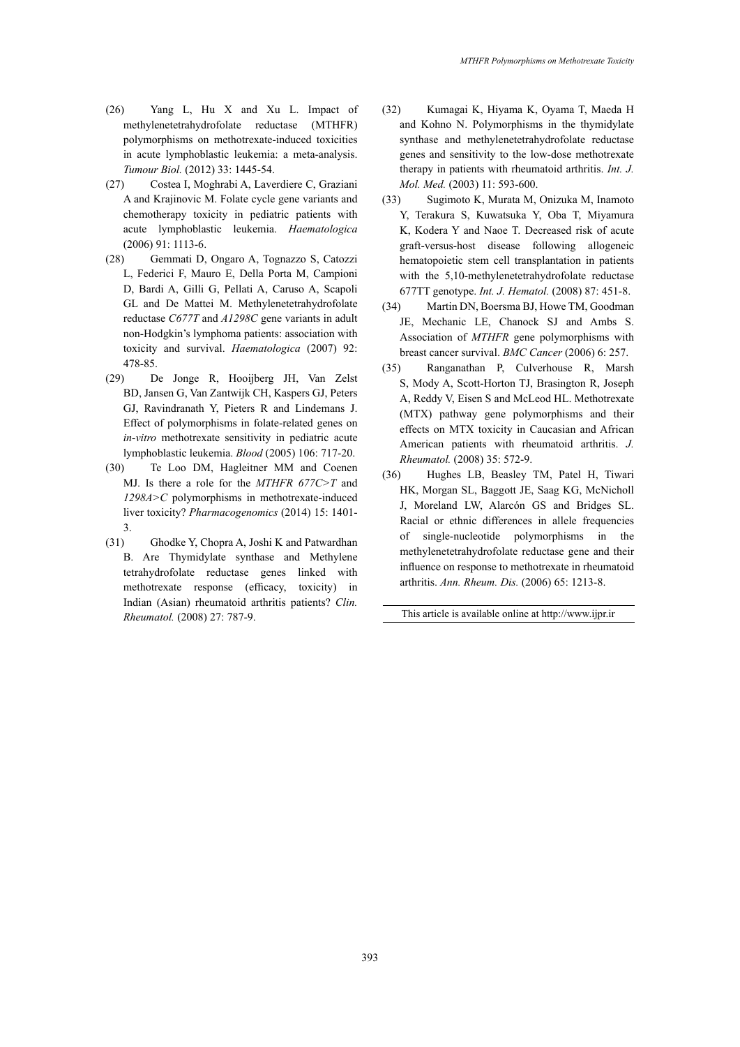(26) Yang L, Hu X and Xu L. Impact of methylenetetrahydrofolate reductase (MTHFR) polymorphisms on methotrexate-induced toxicities in acute lymphoblastic leukemia: a meta-analysis. *Tumour Biol.* (2012) 33: 1445-54.

(27) Costea I, Moghrabi A, Laverdiere C, Graziani A and Krajinovic M. Folate cycle gene variants and chemotherapy toxicity in pediatric patients with acute lymphoblastic leukemia. *Haematologica* (2006) 91: 1113-6.

(28) Gemmati D, Ongaro A, Tognazzo S, Catozzi L, Federici F, Mauro E, Della Porta M, Campioni D, Bardi A, Gilli G, Pellati A, Caruso A, Scapoli GL and De Mattei M. Methylenetetrahydrofolate reductase *C677T* and *A1298C* gene variants in adult non-Hodgkin's lymphoma patients: association with toxicity and survival. *Haematologica* (2007) 92: 478-85.

(29) De Jonge R, Hooijberg JH, Van Zelst BD, Jansen G, Van Zantwijk CH, Kaspers GJ, Peters GJ, Ravindranath Y, Pieters R and Lindemans J. Effect of polymorphisms in folate-related genes on *in-vitro* methotrexate sensitivity in pediatric acute lymphoblastic leukemia. *Blood* (2005) 106: 717-20.

(30) Te Loo DM, Hagleitner MM and Coenen MJ. Is there a role for the *MTHFR 677C>T* and *1298A>C* polymorphisms in methotrexate-induced liver toxicity? *Pharmacogenomics* (2014) 15: 1401-3.

(31) Ghodke Y, Chopra A, Joshi K and Patwardhan B. Are Thymidylate synthase and Methylene tetrahydrofolate reductase genes linked with methotrexate response (efficacy, toxicity) in Indian (Asian) rheumatoid arthritis patients? *Clin. Rheumatol.* (2008) 27: 787-9.

(32) Kumagai K, Hiyama K, Oyama T, Maeda H and Kohno N. Polymorphisms in the thymidylate synthase and methylenetetrahydrofolate reductase genes and sensitivity to the low-dose methotrexate therapy in patients with rheumatoid arthritis. *Int. J. Mol. Med.* (2003) 11: 593-600.

(33) Sugimoto K, Murata M, Onizuka M, Inamoto Y, Terakura S, Kuwatsuka Y, Oba T, Miyamura K, Kodera Y and Naoe T. Decreased risk of acute graft-versus-host disease following allogeneic hematopoietic stem cell transplantation in patients with the 5,10-methylenetetrahydrofolate reductase 677TT genotype. *Int. J. Hematol.* (2008) 87: 451-8.

(34) Martin DN, Boersma BJ, Howe TM, Goodman JE, Mechanic LE, Chanock SJ and Ambs S. Association of *MTHFR* gene polymorphisms with breast cancer survival. *BMC Cancer* (2006) 6: 257.

(35) Ranganathan P, Culverhouse R, Marsh S, Mody A, Scott-Horton TJ, Brasington R, Joseph A, Reddy V, Eisen S and McLeod HL. Methotrexate (MTX) pathway gene polymorphisms and their effects on MTX toxicity in Caucasian and African American patients with rheumatoid arthritis. *J. Rheumatol.* (2008) 35: 572-9.

(36) Hughes LB, Beasley TM, Patel H, Tiwari HK, Morgan SL, Baggott JE, Saag KG, McNicholl J, Moreland LW, Alarcón GS and Bridges SL. Racial or ethnic differences in allele frequencies of single-nucleotide polymorphisms in the methylenetetrahydrofolate reductase gene and their influence on response to methotrexate in rheumatoid arthritis. *Ann. Rheum. Dis.* (2006) 65: 1213-8.

This article is available online at http://www.ijpr.ir